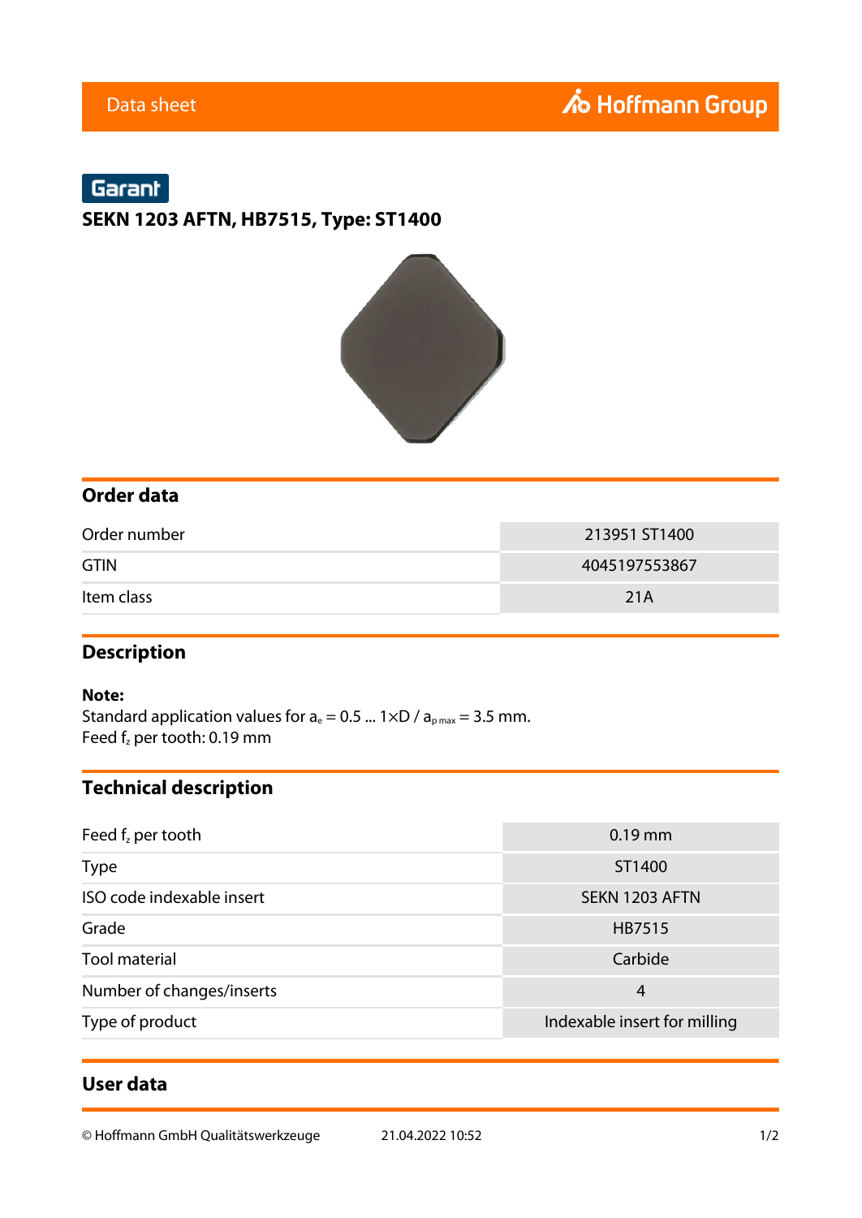Data sheet

Hoffmann Group

Garant

# SEKN 1203 AFTN, HB7515, Type: ST1400

## Order data

| | |
|---|---|
| Order number | 213951 ST1400 |
| GTIN | 4045197553867 |
| Item class | 21A |

## Description

**Note:**
Standard application values for $a_e$ = 0.5 ... 1×D / $a_{p\,max}$ = 3.5 mm.
Feed $f_z$ per tooth: 0.19 mm

## Technical description

| | |
|---|---|
| Feed $f_z$ per tooth | 0.19 mm |
| Type | ST1400 |
| ISO code indexable insert | SEKN 1203 AFTN |
| Grade | HB7515 |
| Tool material | Carbide |
| Number of changes/inserts | 4 |
| Type of product | Indexable insert for milling |

## User data

© Hoffmann GmbH Qualitätswerkzeuge 21.04.2022 10:52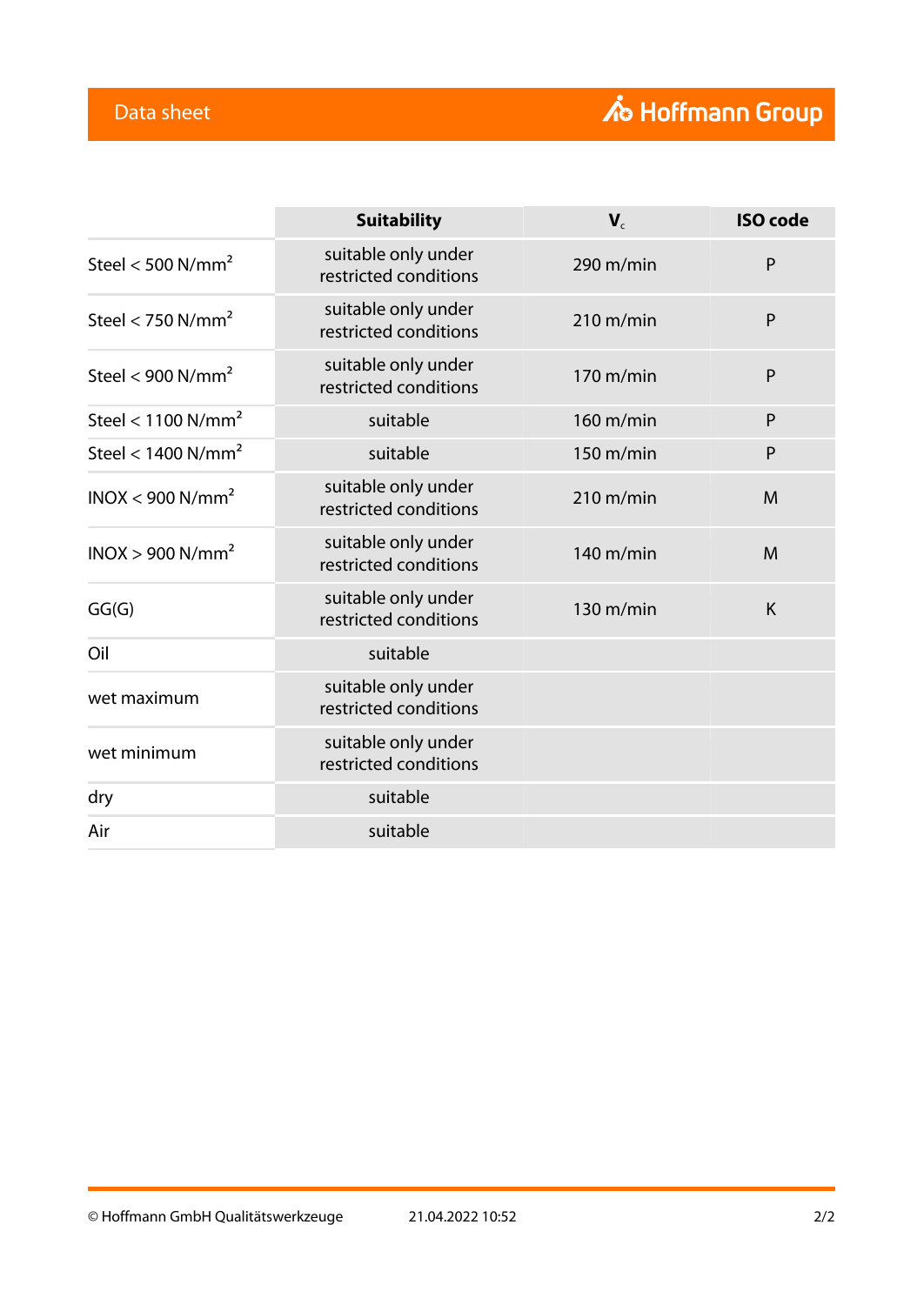| | Suitability | $V_c$ | ISO code |
|---|---|---|---|
| Steel < 500 N/mm² | suitable only under restricted conditions | 290 m/min | P |
| Steel < 750 N/mm² | suitable only under restricted conditions | 210 m/min | P |
| Steel < 900 N/mm² | suitable only under restricted conditions | 170 m/min | P |
| Steel < 1100 N/mm² | suitable | 160 m/min | P |
| Steel < 1400 N/mm² | suitable | 150 m/min | P |
| INOX < 900 N/mm² | suitable only under restricted conditions | 210 m/min | M |
| INOX > 900 N/mm² | suitable only under restricted conditions | 140 m/min | M |
| GG(G) | suitable only under restricted conditions | 130 m/min | K |
| Oil | suitable | | |
| wet maximum | suitable only under restricted conditions | | |
| wet minimum | suitable only under restricted conditions | | |
| dry | suitable | | |
| Air | suitable | | |